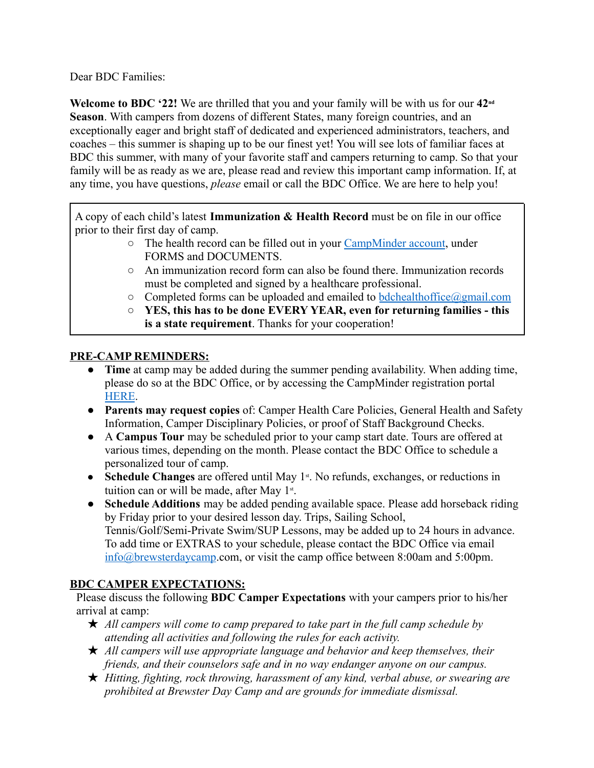Dear BDC Families:

**Welcome to BDC '22!** We are thrilled that you and your family will be with us for our **42nd Season**. With campers from dozens of different States, many foreign countries, and an exceptionally eager and bright staff of dedicated and experienced administrators, teachers, and coaches – this summer is shaping up to be our finest yet! You will see lots of familiar faces at BDC this summer, with many of your favorite staff and campers returning to camp. So that your family will be as ready as we are, please read and review this important camp information. If, at any time, you have questions, *please* email or call the BDC Office. We are here to help you!

A copy of each child's latest **Immunization & Health Record** must be on file in our office prior to their first day of camp.

- The health record can be filled out in your CampMinder account, under FORMS and DOCUMENTS.
- An immunization record form can also be found there. Immunization records must be completed and signed by a healthcare professional.
- Completed forms can be uploaded and emailed to bdchealthoffice@gmail.com
- **YES, this has to be done EVERY YEAR, even for returning families - this is a state requirement**. Thanks for your cooperation!

## PRE-CAMP REMINDERS:

- **Time** at camp may be added during the summer pending availability. When adding time, please do so at the BDC Office, or by accessing the CampMinder registration portal HERE.
- **Parents may request copies** of: Camper Health Care Policies, General Health and Safety Information, Camper Disciplinary Policies, or proof of Staff Background Checks.
- A **Campus Tour** may be scheduled prior to your camp start date. Tours are offered at various times, depending on the month. Please contact the BDC Office to schedule a personalized tour of camp.
- **Schedule Changes** are offered until May 1st. No refunds, exchanges, or reductions in tuition can or will be made, after May 1st.
- **Schedule Additions** may be added pending available space. Please add horseback riding by Friday prior to your desired lesson day. Trips, Sailing School, Tennis/Golf/Semi-Private Swim/SUP Lessons, may be added up to 24 hours in advance. To add time or EXTRAS to your schedule, please contact the BDC Office via email info@brewsterdaycamp.com, or visit the camp office between 8:00am and 5:00pm.

## BDC CAMPER EXPECTATIONS:

Please discuss the following **BDC Camper Expectations** with your campers prior to his/her arrival at camp:

- ★ *All campers will come to camp prepared to take part in the full camp schedule by attending all activities and following the rules for each activity.*
- ★ *All campers will use appropriate language and behavior and keep themselves, their friends, and their counselors safe and in no way endanger anyone on our campus.*
- ★ *Hitting, fighting, rock throwing, harassment of any kind, verbal abuse, or swearing are prohibited at Brewster Day Camp and are grounds for immediate dismissal.*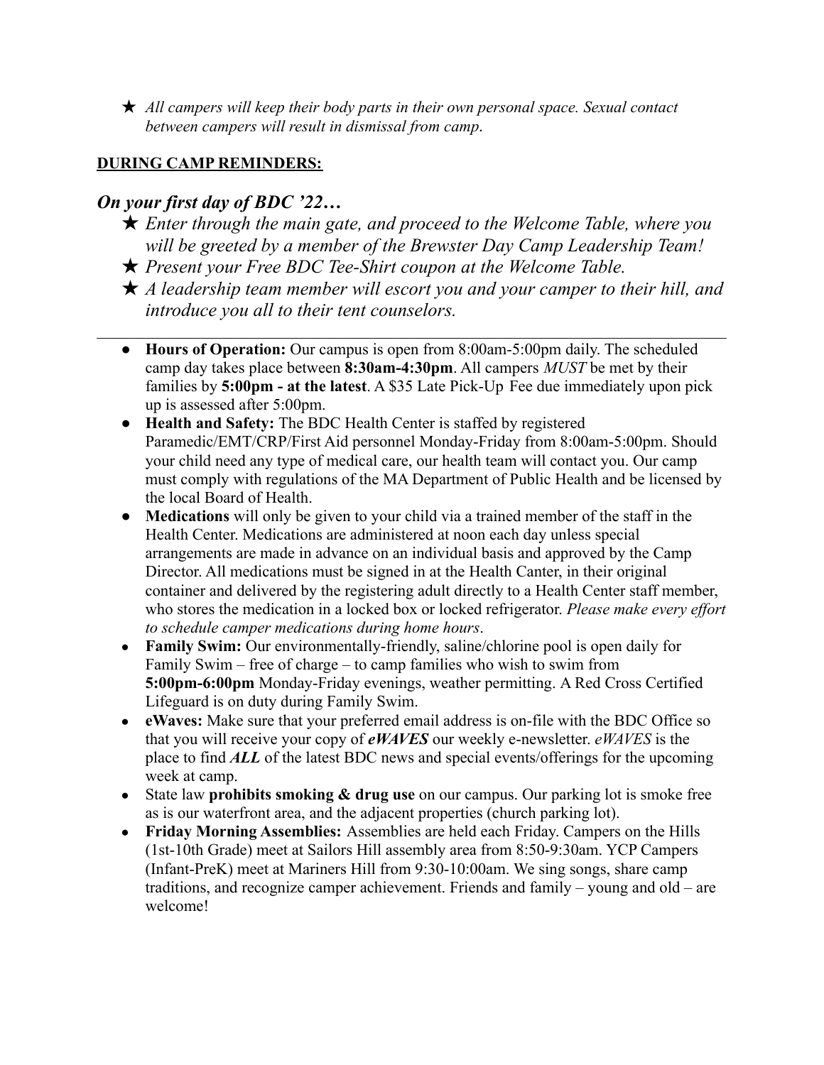★ *All campers will keep their body parts in their own personal space. Sexual contact between campers will result in dismissal from camp.*

**DURING CAMP REMINDERS:**

## *On your first day of BDC '22…*

★ *Enter through the main gate, and proceed to the Welcome Table, where you will be greeted by a member of the Brewster Day Camp Leadership Team!*

★ *Present your Free BDC Tee-Shirt coupon at the Welcome Table.*

★ *A leadership team member will escort you and your camper to their hill, and introduce you all to their tent counselors.*

---

- **Hours of Operation:** Our campus is open from 8:00am-5:00pm daily. The scheduled camp day takes place between **8:30am-4:30pm**. All campers *MUST* be met by their families by **5:00pm - at the latest**. A $35 Late Pick-Up Fee due immediately upon pick up is assessed after 5:00pm.
- **Health and Safety:** The BDC Health Center is staffed by registered Paramedic/EMT/CRP/First Aid personnel Monday-Friday from 8:00am-5:00pm. Should your child need any type of medical care, our health team will contact you. Our camp must comply with regulations of the MA Department of Public Health and be licensed by the local Board of Health.
- **Medications** will only be given to your child via a trained member of the staff in the Health Center. Medications are administered at noon each day unless special arrangements are made in advance on an individual basis and approved by the Camp Director. All medications must be signed in at the Health Canter, in their original container and delivered by the registering adult directly to a Health Center staff member, who stores the medication in a locked box or locked refrigerator. *Please make every effort to schedule camper medications during home hours*.
- **Family Swim:** Our environmentally-friendly, saline/chlorine pool is open daily for Family Swim – free of charge – to camp families who wish to swim from **5:00pm-6:00pm** Monday-Friday evenings, weather permitting. A Red Cross Certified Lifeguard is on duty during Family Swim.
- **eWaves:** Make sure that your preferred email address is on-file with the BDC Office so that you will receive your copy of ***eWAVES*** our weekly e-newsletter. *eWAVES* is the place to find ***ALL*** of the latest BDC news and special events/offerings for the upcoming week at camp.
- State law **prohibits smoking & drug use** on our campus. Our parking lot is smoke free as is our waterfront area, and the adjacent properties (church parking lot).
- **Friday Morning Assemblies:** Assemblies are held each Friday. Campers on the Hills (1st-10th Grade) meet at Sailors Hill assembly area from 8:50-9:30am. YCP Campers (Infant-PreK) meet at Mariners Hill from 9:30-10:00am. We sing songs, share camp traditions, and recognize camper achievement. Friends and family – young and old – are welcome!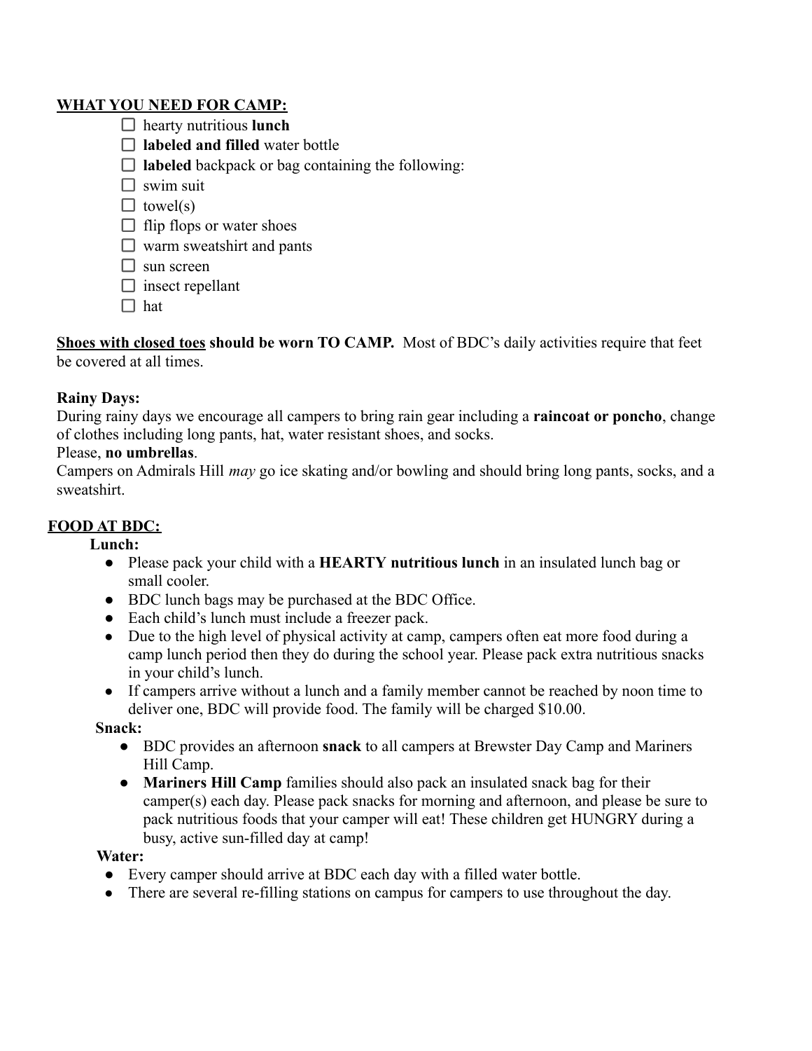## WHAT YOU NEED FOR CAMP:

- [ ] hearty nutritious **lunch**
- [ ] **labeled and filled** water bottle
- [ ] **labeled** backpack or bag containing the following:
- [ ] swim suit
- [ ] towel(s)
- [ ] flip flops or water shoes
- [ ] warm sweatshirt and pants
- [ ] sun screen
- [ ] insect repellant
- [ ] hat

**Shoes with closed toes should be worn TO CAMP.** Most of BDC's daily activities require that feet be covered at all times.

**Rainy Days:**

During rainy days we encourage all campers to bring rain gear including a **raincoat or poncho**, change of clothes including long pants, hat, water resistant shoes, and socks.

Please, **no umbrellas**.

Campers on Admirals Hill *may* go ice skating and/or bowling and should bring long pants, socks, and a sweatshirt.

## FOOD AT BDC:

**Lunch:**

- Please pack your child with a **HEARTY nutritious lunch** in an insulated lunch bag or small cooler.
- BDC lunch bags may be purchased at the BDC Office.
- Each child's lunch must include a freezer pack.
- Due to the high level of physical activity at camp, campers often eat more food during a camp lunch period then they do during the school year. Please pack extra nutritious snacks in your child's lunch.
- If campers arrive without a lunch and a family member cannot be reached by noon time to deliver one, BDC will provide food. The family will be charged $10.00.

**Snack:**

- BDC provides an afternoon **snack** to all campers at Brewster Day Camp and Mariners Hill Camp.
- **Mariners Hill Camp** families should also pack an insulated snack bag for their camper(s) each day. Please pack snacks for morning and afternoon, and please be sure to pack nutritious foods that your camper will eat! These children get HUNGRY during a busy, active sun-filled day at camp!

**Water:**

- Every camper should arrive at BDC each day with a filled water bottle.
- There are several re-filling stations on campus for campers to use throughout the day.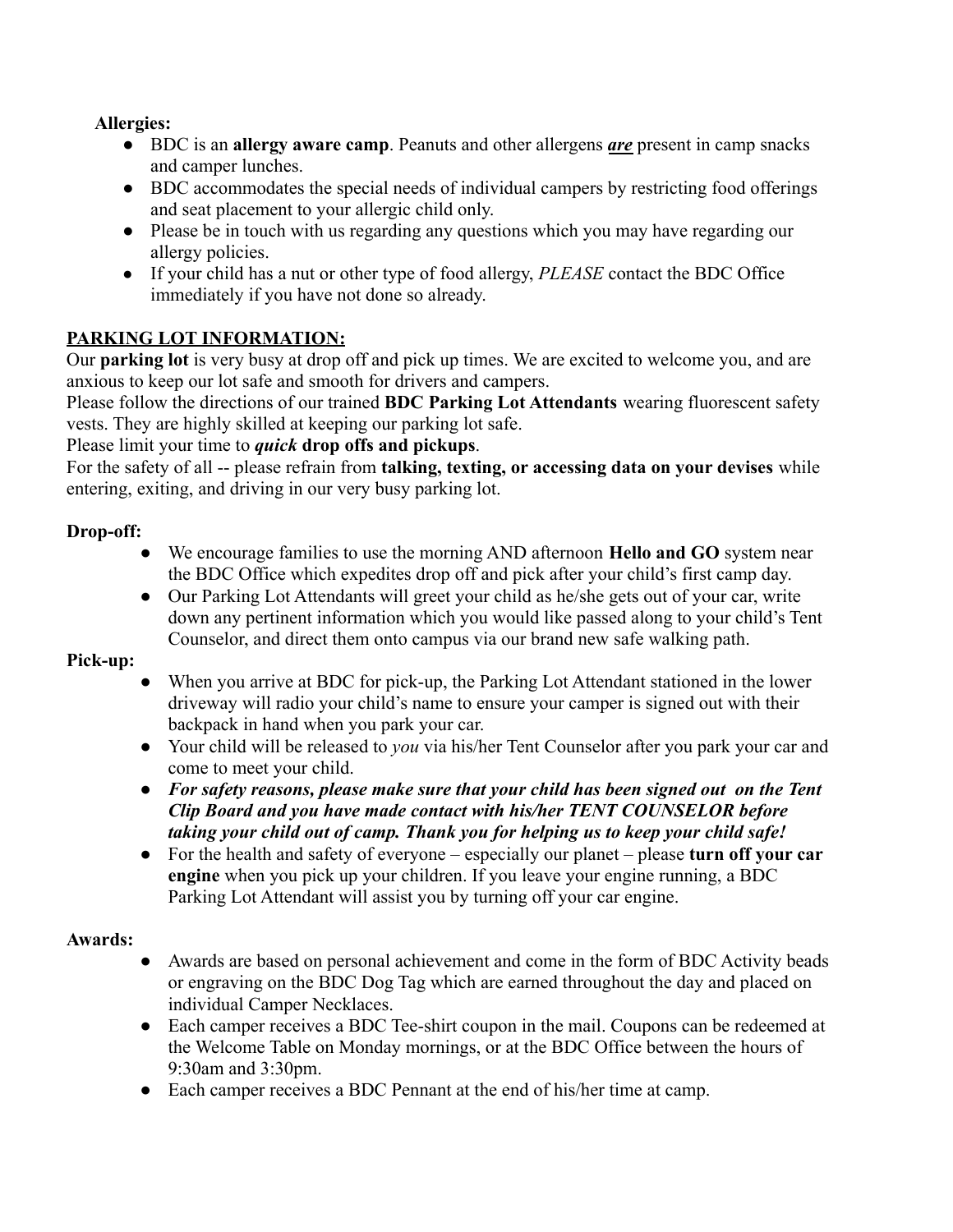**Allergies:**

- BDC is an **allergy aware camp**. Peanuts and other allergens ***<u>are</u>*** present in camp snacks and camper lunches.
- BDC accommodates the special needs of individual campers by restricting food offerings and seat placement to your allergic child only.
- Please be in touch with us regarding any questions which you may have regarding our allergy policies.
- If your child has a nut or other type of food allergy, *PLEASE* contact the BDC Office immediately if you have not done so already.

**<u>PARKING LOT INFORMATION:</u>**

Our **parking lot** is very busy at drop off and pick up times. We are excited to welcome you, and are anxious to keep our lot safe and smooth for drivers and campers.

Please follow the directions of our trained **BDC Parking Lot Attendants** wearing fluorescent safety vests. They are highly skilled at keeping our parking lot safe.

Please limit your time to ***quick*** **drop offs and pickups**.

For the safety of all -- please refrain from **talking, texting, or accessing data on your devises** while entering, exiting, and driving in our very busy parking lot.

**Drop-off:**

- We encourage families to use the morning AND afternoon **Hello and GO** system near the BDC Office which expedites drop off and pick after your child's first camp day.
- Our Parking Lot Attendants will greet your child as he/she gets out of your car, write down any pertinent information which you would like passed along to your child's Tent Counselor, and direct them onto campus via our brand new safe walking path.

**Pick-up:**

- When you arrive at BDC for pick-up, the Parking Lot Attendant stationed in the lower driveway will radio your child's name to ensure your camper is signed out with their backpack in hand when you park your car.
- Your child will be released to *you* via his/her Tent Counselor after you park your car and come to meet your child.
- ***For safety reasons, please make sure that your child has been signed out on the Tent Clip Board and you have made contact with his/her TENT COUNSELOR before taking your child out of camp. Thank you for helping us to keep your child safe!***
- For the health and safety of everyone – especially our planet – please **turn off your car engine** when you pick up your children. If you leave your engine running, a BDC Parking Lot Attendant will assist you by turning off your car engine.

**Awards:**

- Awards are based on personal achievement and come in the form of BDC Activity beads or engraving on the BDC Dog Tag which are earned throughout the day and placed on individual Camper Necklaces.
- Each camper receives a BDC Tee-shirt coupon in the mail. Coupons can be redeemed at the Welcome Table on Monday mornings, or at the BDC Office between the hours of 9:30am and 3:30pm.
- Each camper receives a BDC Pennant at the end of his/her time at camp.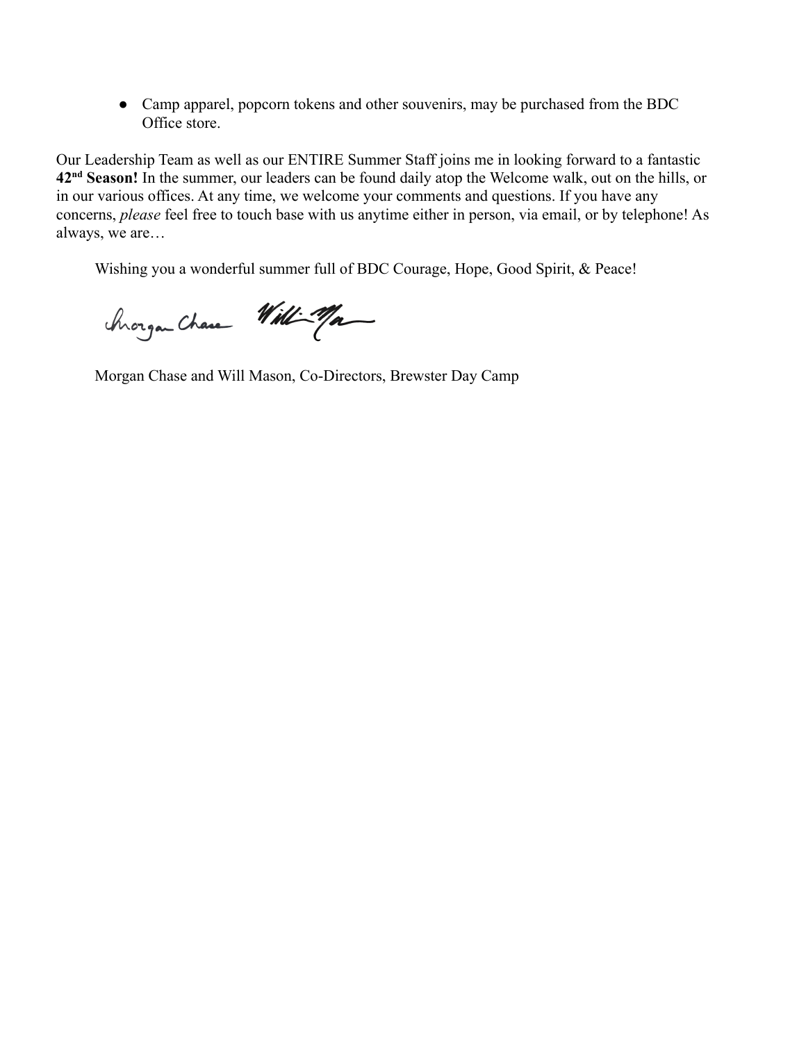- Camp apparel, popcorn tokens and other souvenirs, may be purchased from the BDC Office store.

Our Leadership Team as well as our ENTIRE Summer Staff joins me in looking forward to a fantastic **42nd Season!** In the summer, our leaders can be found daily atop the Welcome walk, out on the hills, or in our various offices. At any time, we welcome your comments and questions. If you have any concerns, *please* feel free to touch base with us anytime either in person, via email, or by telephone! As always, we are…

Wishing you a wonderful summer full of BDC Courage, Hope, Good Spirit, & Peace!

Morgan Chase and Will Mason, Co-Directors, Brewster Day Camp